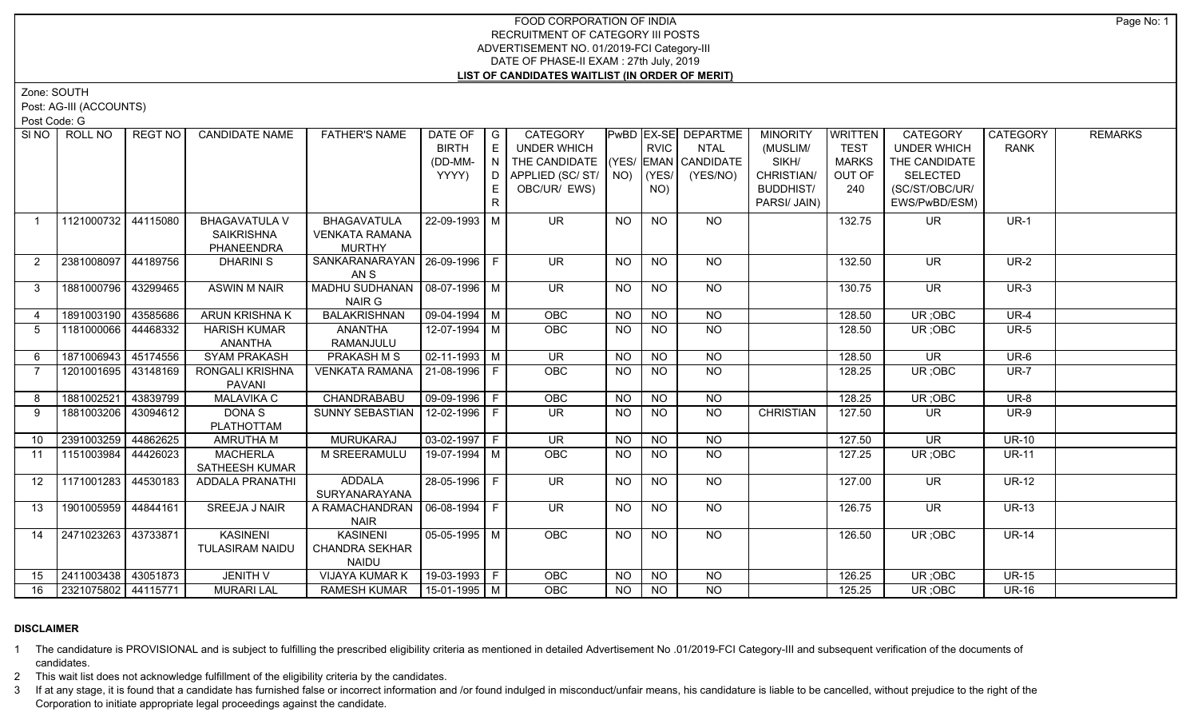# FOOD CORPORATION OF INDIA
## RECRUITMENT OF CATEGORY III POSTS
## ADVERTISEMENT NO. 01/2019-FCI Category-III
## DATE OF PHASE-II EXAM : 27th July, 2019
## LIST OF CANDIDATES WAITLIST (IN ORDER OF MERIT)

Zone: SOUTH

Post: AG-III (ACCOUNTS)

Post Code: G

| Sl NO | ROLL NO | REGT NO | CANDIDATE NAME | FATHER'S NAME | DATE OF BIRTH (DD-MM-YYYY) | GENDER | CATEGORY UNDER WHICH THE CANDIDATE APPLIED (SC/ ST/ OBC/UR/ EWS) | PwBD (YES/ NO) | EX-SERVICEMAN (YES/ NO) | DEPARTMENTAL CANDIDATE (YES/NO) | MINORITY (MUSLIM/ SIKH/ CHRISTIAN/ BUDDHIST/ PARSI/ JAIN) | WRITTEN TEST MARKS OUT OF 240 | CATEGORY UNDER WHICH THE CANDIDATE SELECTED (SC/ST/OBC/UR/ EWS/PwBD/ESM) | CATEGORY RANK | REMARKS |
|---|---|---|---|---|---|---|---|---|---|---|---|---|---|---|---|
| 1 | 1121000732 | 44115080 | BHAGAVATULA V SAIKRISHNA PHANEENDRA | BHAGAVATULA VENKATA RAMANA MURTHY | 22-09-1993 | M | UR | NO | NO | NO | | 132.75 | UR | UR-1 | |
| 2 | 2381008097 | 44189756 | DHARINI S | SANKARANARAYANAN S | 26-09-1996 | F | UR | NO | NO | NO | | 132.50 | UR | UR-2 | |
| 3 | 1881000796 | 43299465 | ASWIN M NAIR | MADHU SUDHANAN NAIR G | 08-07-1996 | M | UR | NO | NO | NO | | 130.75 | UR | UR-3 | |
| 4 | 1891003190 | 43585686 | ARUN KRISHNA K | BALAKRISHNAN | 09-04-1994 | M | OBC | NO | NO | NO | | 128.50 | UR ;OBC | UR-4 | |
| 5 | 1181000066 | 44468332 | HARISH KUMAR ANANTHA | ANANTHA RAMANJULU | 12-07-1994 | M | OBC | NO | NO | NO | | 128.50 | UR ;OBC | UR-5 | |
| 6 | 1871006943 | 45174556 | SYAM PRAKASH | PRAKASH M S | 02-11-1993 | M | UR | NO | NO | NO | | 128.50 | UR | UR-6 | |
| 7 | 1201001695 | 43148169 | RONGALI KRISHNA PAVANI | VENKATA RAMANA | 21-08-1996 | F | OBC | NO | NO | NO | | 128.25 | UR ;OBC | UR-7 | |
| 8 | 1881002521 | 43839799 | MALAVIKA C | CHANDRABABU | 09-09-1996 | F | OBC | NO | NO | NO | | 128.25 | UR ;OBC | UR-8 | |
| 9 | 1881003206 | 43094612 | DONA S PLATHOTTAM | SUNNY SEBASTIAN | 12-02-1996 | F | UR | NO | NO | NO | CHRISTIAN | 127.50 | UR | UR-9 | |
| 10 | 2391003259 | 44862625 | AMRUTHA M | MURUKARAJ | 03-02-1997 | F | UR | NO | NO | NO | | 127.50 | UR | UR-10 | |
| 11 | 1151003984 | 44426023 | MACHERLA SATHEESH KUMAR | M SREERAMULU | 19-07-1994 | M | OBC | NO | NO | NO | | 127.25 | UR ;OBC | UR-11 | |
| 12 | 1171001283 | 44530183 | ADDALA PRANATHI | ADDALA SURYANARAYANA | 28-05-1996 | F | UR | NO | NO | NO | | 127.00 | UR | UR-12 | |
| 13 | 1901005959 | 44844161 | SREEJA J NAIR | A RAMACHANDRAN NAIR | 06-08-1994 | F | UR | NO | NO | NO | | 126.75 | UR | UR-13 | |
| 14 | 2471023263 | 43733871 | KASINENI TULASIRAM NAIDU | KASINENI CHANDRA SEKHAR NAIDU | 05-05-1995 | M | OBC | NO | NO | NO | | 126.50 | UR ;OBC | UR-14 | |
| 15 | 2411003438 | 43051873 | JENITH V | VIJAYA KUMAR K | 19-03-1993 | F | OBC | NO | NO | NO | | 126.25 | UR ;OBC | UR-15 | |
| 16 | 2321075802 | 44115771 | MURARI LAL | RAMESH KUMAR | 15-01-1995 | M | OBC | NO | NO | NO | | 125.25 | UR ;OBC | UR-16 | |

**DISCLAIMER**

1 The candidature is PROVISIONAL and is subject to fulfilling the prescribed eligibility criteria as mentioned in detailed Advertisement No .01/2019-FCI Category-III and subsequent verification of the documents of candidates.

2 This wait list does not acknowledge fulfillment of the eligibility criteria by the candidates.

3 If at any stage, it is found that a candidate has furnished false or incorrect information and /or found indulged in misconduct/unfair means, his candidature is liable to be cancelled, without prejudice to the right of the Corporation to initiate appropriate legal proceedings against the candidate.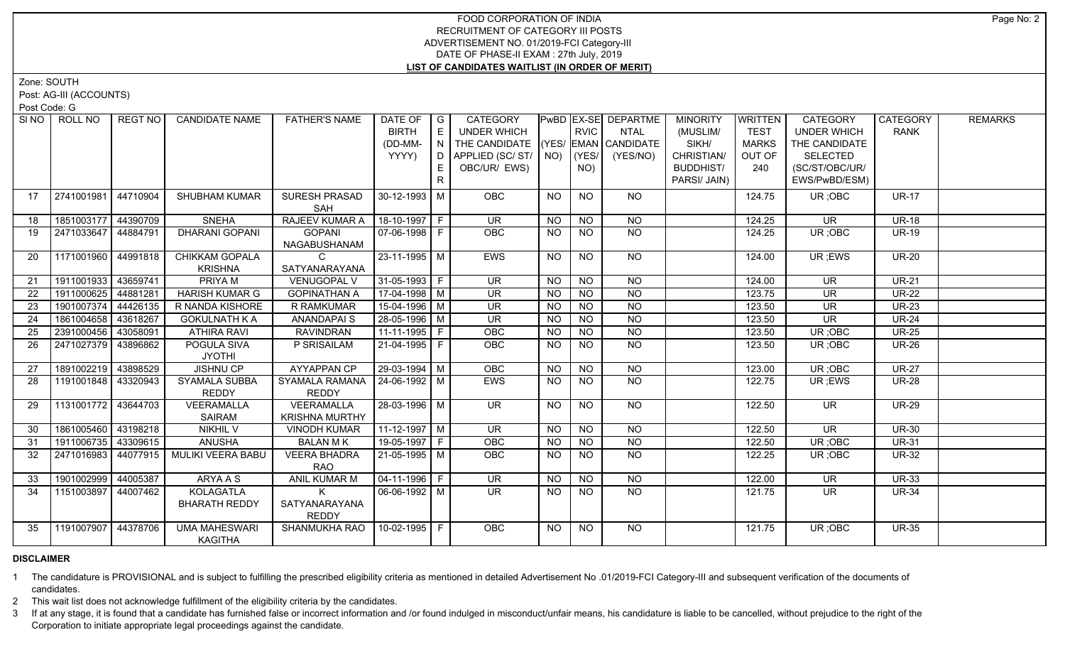# FOOD CORPORATION OF INDIA
## RECRUITMENT OF CATEGORY III POSTS
## ADVERTISEMENT NO. 01/2019-FCI Category-III
## DATE OF PHASE-II EXAM : 27th July, 2019
## LIST OF CANDIDATES WAITLIST (IN ORDER OF MERIT)

Zone: SOUTH

Post: AG-III (ACCOUNTS)

Post Code: G

| Sl NO | ROLL NO | REGT NO | CANDIDATE NAME | FATHER'S NAME | DATE OF BIRTH (DD-MM-YYYY) | GENDER | CATEGORY UNDER WHICH THE CANDIDATE APPLIED (SC/ ST/ OBC/UR/ EWS) | PwBD (YES/ NO) | EX-SERVICEMAN (YES/ NO) | DEPARTMENTAL CANDIDATE (YES/NO) | MINORITY (MUSLIM/ SIKH/ CHRISTIAN/ BUDDHIST/ PARSI/ JAIN) | WRITTEN TEST MARKS OUT OF 240 | CATEGORY UNDER WHICH THE CANDIDATE SELECTED (SC/ST/OBC/UR/ EWS/PwBD/ESM) | CATEGORY RANK | REMARKS |
|---|---|---|---|---|---|---|---|---|---|---|---|---|---|---|---|
| 17 | 2741001981 | 44710904 | SHUBHAM KUMAR | SURESH PRASAD SAH | 30-12-1993 | M | OBC | NO | NO | NO | | 124.75 | UR ;OBC | UR-17 | |
| 18 | 1851003177 | 44390709 | SNEHA | RAJEEV KUMAR A | 18-10-1997 | F | UR | NO | NO | NO | | 124.25 | UR | UR-18 | |
| 19 | 2471033647 | 44884791 | DHARANI GOPANI | GOPANI NAGABUSHANAM | 07-06-1998 | F | OBC | NO | NO | NO | | 124.25 | UR ;OBC | UR-19 | |
| 20 | 1171001960 | 44991818 | CHIKKAM GOPALA KRISHNA | C SATYANARAYANA | 23-11-1995 | M | EWS | NO | NO | NO | | 124.00 | UR ;EWS | UR-20 | |
| 21 | 1911001933 | 43659741 | PRIYA M | VENUGOPAL V | 31-05-1993 | F | UR | NO | NO | NO | | 124.00 | UR | UR-21 | |
| 22 | 1911000625 | 44881281 | HARISH KUMAR G | GOPINATHAN A | 17-04-1998 | M | UR | NO | NO | NO | | 123.75 | UR | UR-22 | |
| 23 | 1901007374 | 44426135 | R NANDA KISHORE | R RAMKUMAR | 15-04-1996 | M | UR | NO | NO | NO | | 123.50 | UR | UR-23 | |
| 24 | 1861004658 | 43618267 | GOKULNATH K A | ANANDAPAI S | 28-05-1996 | M | UR | NO | NO | NO | | 123.50 | UR | UR-24 | |
| 25 | 2391000456 | 43058091 | ATHIRA RAVI | RAVINDRAN | 11-11-1995 | F | OBC | NO | NO | NO | | 123.50 | UR ;OBC | UR-25 | |
| 26 | 2471027379 | 43896862 | POGULA SIVA JYOTHI | P SRISAILAM | 21-04-1995 | F | OBC | NO | NO | NO | | 123.50 | UR ;OBC | UR-26 | |
| 27 | 1891002219 | 43898529 | JISHNU CP | AYYAPPAN CP | 29-03-1994 | M | OBC | NO | NO | NO | | 123.00 | UR ;OBC | UR-27 | |
| 28 | 1191001848 | 43320943 | SYAMALA SUBBA REDDY | SYAMALA RAMANA REDDY | 24-06-1992 | M | EWS | NO | NO | NO | | 122.75 | UR ;EWS | UR-28 | |
| 29 | 1131001772 | 43644703 | VEERAMALLA SAIRAM | VEERAMALLA KRISHNA MURTHY | 28-03-1996 | M | UR | NO | NO | NO | | 122.50 | UR | UR-29 | |
| 30 | 1861005460 | 43198218 | NIKHIL V | VINODH KUMAR | 11-12-1997 | M | UR | NO | NO | NO | | 122.50 | UR | UR-30 | |
| 31 | 1911006735 | 43309615 | ANUSHA | BALAN M K | 19-05-1997 | F | OBC | NO | NO | NO | | 122.50 | UR ;OBC | UR-31 | |
| 32 | 2471016983 | 44077915 | MULIKI VEERA BABU | VEERA BHADRA RAO | 21-05-1995 | M | OBC | NO | NO | NO | | 122.25 | UR ;OBC | UR-32 | |
| 33 | 1901002999 | 44005387 | ARYA A S | ANIL KUMAR M | 04-11-1996 | F | UR | NO | NO | NO | | 122.00 | UR | UR-33 | |
| 34 | 1151003897 | 44007462 | KOLAGATLA BHARATH REDDY | K SATYANARAYANA REDDY | 06-06-1992 | M | UR | NO | NO | NO | | 121.75 | UR | UR-34 | |
| 35 | 1191007907 | 44378706 | UMA MAHESWARI KAGITHA | SHANMUKHA RAO | 10-02-1995 | F | OBC | NO | NO | NO | | 121.75 | UR ;OBC | UR-35 | |

**DISCLAIMER**

1 The candidature is PROVISIONAL and is subject to fulfilling the prescribed eligibility criteria as mentioned in detailed Advertisement No .01/2019-FCI Category-III and subsequent verification of the documents of candidates.

2 This wait list does not acknowledge fulfillment of the eligibility criteria by the candidates.

3 If at any stage, it is found that a candidate has furnished false or incorrect information and /or found indulged in misconduct/unfair means, his candidature is liable to be cancelled, without prejudice to the right of the Corporation to initiate appropriate legal proceedings against the candidate.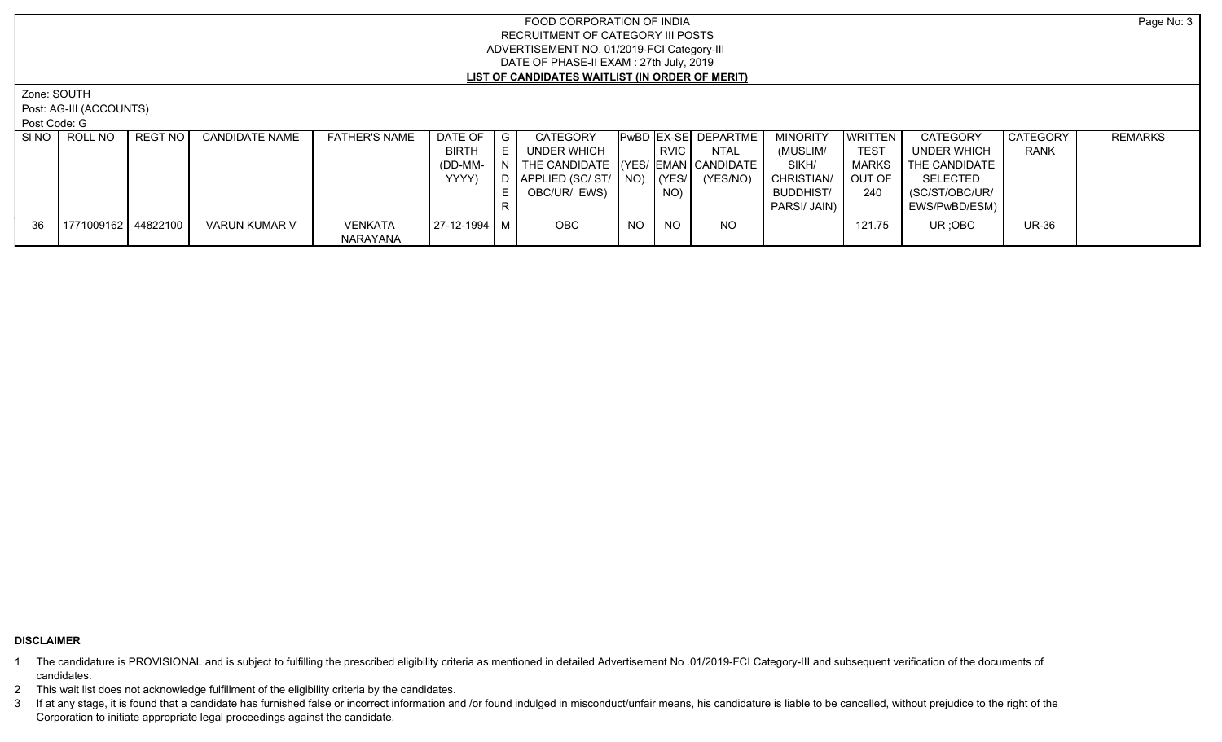FOOD CORPORATION OF INDIA
RECRUITMENT OF CATEGORY III POSTS
ADVERTISEMENT NO. 01/2019-FCI Category-III
DATE OF PHASE-II EXAM : 27th July, 2019

**LIST OF CANDIDATES WAITLIST (IN ORDER OF MERIT)**

Zone: SOUTH
Post: AG-III (ACCOUNTS)
Post Code: G

| Sl NO | ROLL NO | REGT NO | CANDIDATE NAME | FATHER'S NAME | DATE OF BIRTH (DD-MM-YYYY) | GENDER | CATEGORY UNDER WHICH THE CANDIDATE APPLIED (SC/ ST/ OBC/UR/ EWS) | PwBD (YES/ NO) | EX-SERVICEMAN (YES/ NO) | DEPARTMENTAL CANDIDATE (YES/NO) | MINORITY (MUSLIM/ SIKH/ CHRISTIAN/ BUDDHIST/ PARSI/ JAIN) | WRITTEN TEST MARKS OUT OF 240 | CATEGORY UNDER WHICH THE CANDIDATE SELECTED (SC/ST/OBC/UR/ EWS/PwBD/ESM) | CATEGORY RANK | REMARKS |
|---|---|---|---|---|---|---|---|---|---|---|---|---|---|---|---|
| 36 | 1771009162 | 44822100 | VARUN KUMAR V | VENKATA NARAYANA | 27-12-1994 | M | OBC | NO | NO | NO | | 121.75 | UR ;OBC | UR-36 | |

**DISCLAIMER**

1. The candidature is PROVISIONAL and is subject to fulfilling the prescribed eligibility criteria as mentioned in detailed Advertisement No .01/2019-FCI Category-III and subsequent verification of the documents of candidates.
2. This wait list does not acknowledge fulfillment of the eligibility criteria by the candidates.
3. If at any stage, it is found that a candidate has furnished false or incorrect information and /or found indulged in misconduct/unfair means, his candidature is liable to be cancelled, without prejudice to the right of the Corporation to initiate appropriate legal proceedings against the candidate.